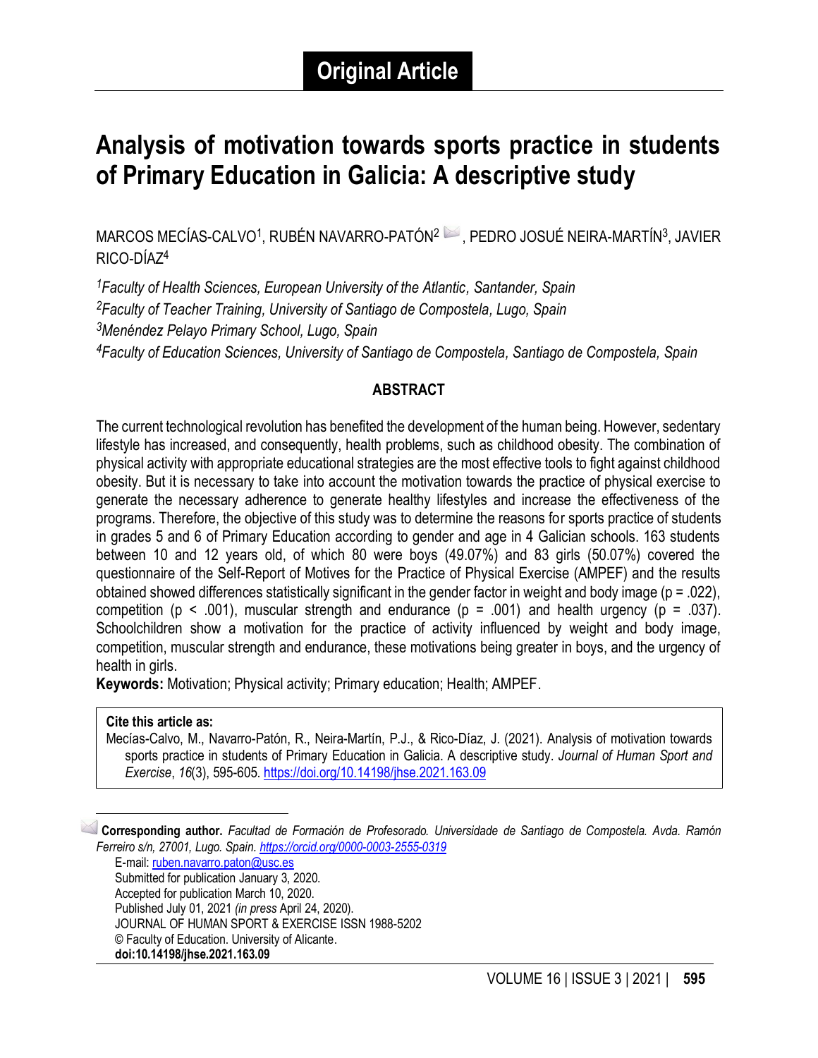**Original Article**

# Analysis of motivation towards sports practice in students of Primary Education in Galicia: A descriptive study

MARCOS MECÍAS-CALVO[1], RUBÉN NAVARRO-PATÓN[2], PEDRO JOSUÉ NEIRA-MARTÍN[3], JAVIER RICO-DÍAZ[4]

*[1]Faculty of Health Sciences, European University of the Atlantic, Santander, Spain*
*[2]Faculty of Teacher Training, University of Santiago de Compostela, Lugo, Spain*
*[3]Menéndez Pelayo Primary School, Lugo, Spain*
*[4]Faculty of Education Sciences, University of Santiago de Compostela, Santiago de Compostela, Spain*

## ABSTRACT

The current technological revolution has benefited the development of the human being. However, sedentary lifestyle has increased, and consequently, health problems, such as childhood obesity. The combination of physical activity with appropriate educational strategies are the most effective tools to fight against childhood obesity. But it is necessary to take into account the motivation towards the practice of physical exercise to generate the necessary adherence to generate healthy lifestyles and increase the effectiveness of the programs. Therefore, the objective of this study was to determine the reasons for sports practice of students in grades 5 and 6 of Primary Education according to gender and age in 4 Galician schools. 163 students between 10 and 12 years old, of which 80 were boys (49.07%) and 83 girls (50.07%) covered the questionnaire of the Self-Report of Motives for the Practice of Physical Exercise (AMPEF) and the results obtained showed differences statistically significant in the gender factor in weight and body image ($p = .022$), competition ($p < .001$), muscular strength and endurance ($p = .001$) and health urgency ($p = .037$). Schoolchildren show a motivation for the practice of activity influenced by weight and body image, competition, muscular strength and endurance, these motivations being greater in boys, and the urgency of health in girls.

**Keywords:** Motivation; Physical activity; Primary education; Health; AMPEF.

**Cite this article as:**
Mecías-Calvo, M., Navarro-Patón, R., Neira-Martín, P.J., & Rico-Díaz, J. (2021). Analysis of motivation towards sports practice in students of Primary Education in Galicia. A descriptive study. *Journal of Human Sport and Exercise*, *16*(3), 595-605. https://doi.org/10.14198/jhse.2021.163.09

**Corresponding author.** *Facultad de Formación de Profesorado. Universidade de Santiago de Compostela. Avda. Ramón Ferreiro s/n, 27001, Lugo. Spain. https://orcid.org/0000-0003-2555-0319*
E-mail: ruben.navarro.paton@usc.es
Submitted for publication January 3, 2020.
Accepted for publication March 10, 2020.
Published July 01, 2021 *(in press* April 24, 2020).
JOURNAL OF HUMAN SPORT & EXERCISE ISSN 1988-5202
© Faculty of Education. University of Alicante.
**doi:10.14198/jhse.2021.163.09**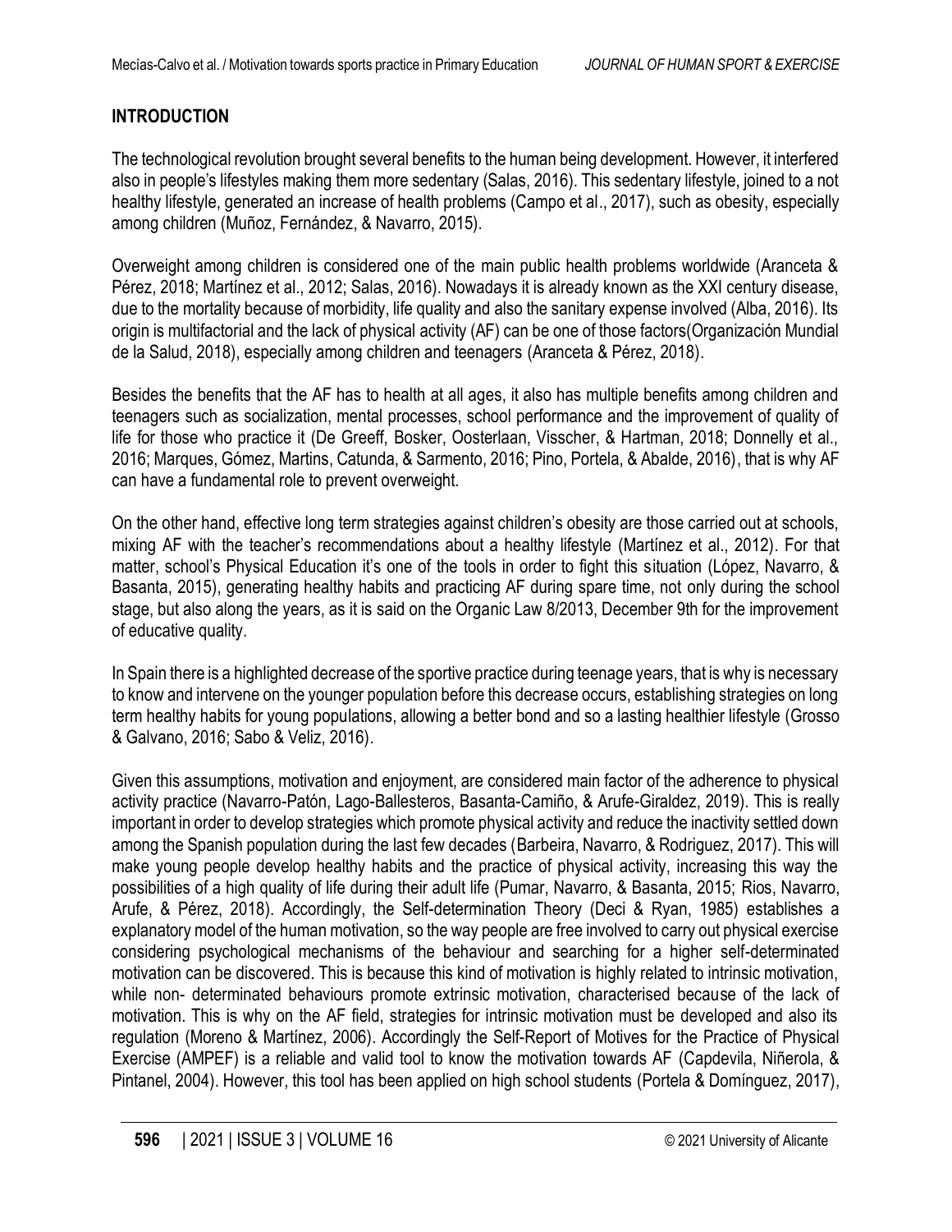## INTRODUCTION

The technological revolution brought several benefits to the human being development. However, it interfered also in people's lifestyles making them more sedentary (Salas, 2016). This sedentary lifestyle, joined to a not healthy lifestyle, generated an increase of health problems (Campo et al., 2017), such as obesity, especially among children (Muñoz, Fernández, & Navarro, 2015).

Overweight among children is considered one of the main public health problems worldwide (Aranceta & Pérez, 2018; Martínez et al., 2012; Salas, 2016). Nowadays it is already known as the XXI century disease, due to the mortality because of morbidity, life quality and also the sanitary expense involved (Alba, 2016). Its origin is multifactorial and the lack of physical activity (AF) can be one of those factors(Organización Mundial de la Salud, 2018), especially among children and teenagers (Aranceta & Pérez, 2018).

Besides the benefits that the AF has to health at all ages, it also has multiple benefits among children and teenagers such as socialization, mental processes, school performance and the improvement of quality of life for those who practice it (De Greeff, Bosker, Oosterlaan, Visscher, & Hartman, 2018; Donnelly et al., 2016; Marques, Gómez, Martins, Catunda, & Sarmento, 2016; Pino, Portela, & Abalde, 2016), that is why AF can have a fundamental role to prevent overweight.

On the other hand, effective long term strategies against children's obesity are those carried out at schools, mixing AF with the teacher's recommendations about a healthy lifestyle (Martínez et al., 2012). For that matter, school's Physical Education it's one of the tools in order to fight this situation (López, Navarro, & Basanta, 2015), generating healthy habits and practicing AF during spare time, not only during the school stage, but also along the years, as it is said on the Organic Law 8/2013, December 9th for the improvement of educative quality.

In Spain there is a highlighted decrease of the sportive practice during teenage years, that is why is necessary to know and intervene on the younger population before this decrease occurs, establishing strategies on long term healthy habits for young populations, allowing a better bond and so a lasting healthier lifestyle (Grosso & Galvano, 2016; Sabo & Veliz, 2016).

Given this assumptions, motivation and enjoyment, are considered main factor of the adherence to physical activity practice (Navarro-Patón, Lago-Ballesteros, Basanta-Camiño, & Arufe-Giraldez, 2019). This is really important in order to develop strategies which promote physical activity and reduce the inactivity settled down among the Spanish population during the last few decades (Barbeira, Navarro, & Rodriguez, 2017). This will make young people develop healthy habits and the practice of physical activity, increasing this way the possibilities of a high quality of life during their adult life (Pumar, Navarro, & Basanta, 2015; Rios, Navarro, Arufe, & Pérez, 2018). Accordingly, the Self-determination Theory (Deci & Ryan, 1985) establishes a explanatory model of the human motivation, so the way people are free involved to carry out physical exercise considering psychological mechanisms of the behaviour and searching for a higher self-determinated motivation can be discovered. This is because this kind of motivation is highly related to intrinsic motivation, while non- determinated behaviours promote extrinsic motivation, characterised because of the lack of motivation. This is why on the AF field, strategies for intrinsic motivation must be developed and also its regulation (Moreno & Martínez, 2006). Accordingly the Self-Report of Motives for the Practice of Physical Exercise (AMPEF) is a reliable and valid tool to know the motivation towards AF (Capdevila, Niñerola, & Pintanel, 2004). However, this tool has been applied on high school students (Portela & Domínguez, 2017),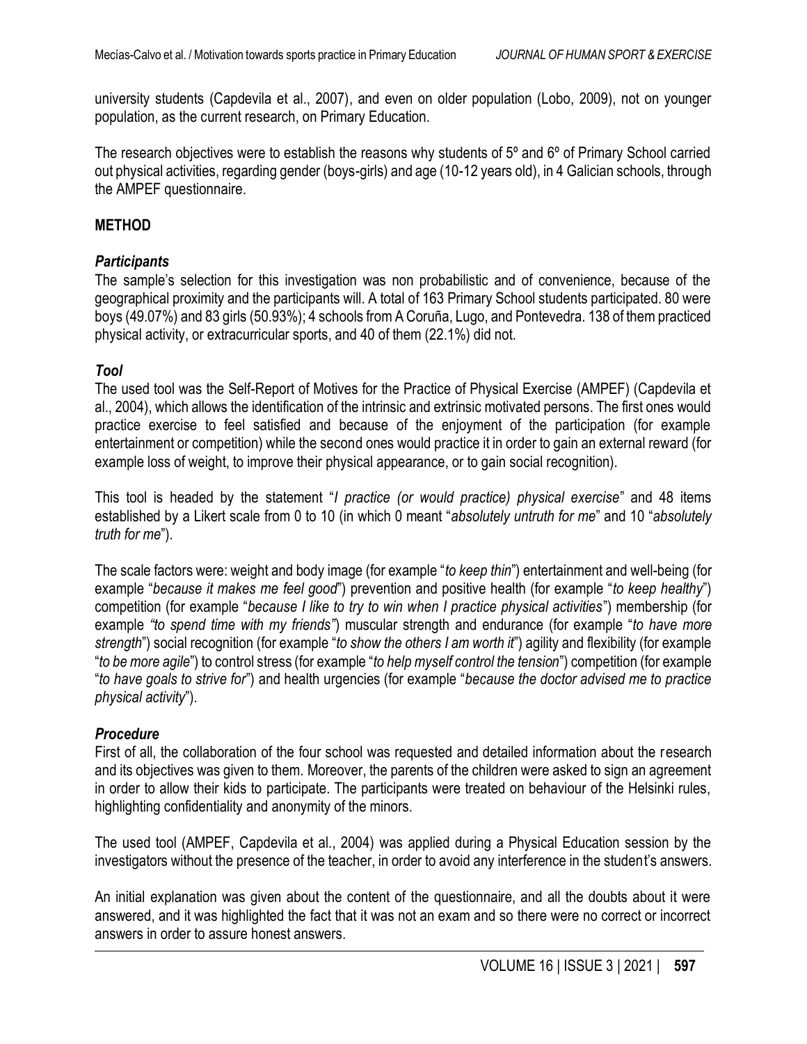university students (Capdevila et al., 2007), and even on older population (Lobo, 2009), not on younger population, as the current research, on Primary Education.

The research objectives were to establish the reasons why students of 5º and 6º of Primary School carried out physical activities, regarding gender (boys-girls) and age (10-12 years old), in 4 Galician schools, through the AMPEF questionnaire.

## METHOD

### *Participants*

The sample's selection for this investigation was non probabilistic and of convenience, because of the geographical proximity and the participants will. A total of 163 Primary School students participated. 80 were boys (49.07%) and 83 girls (50.93%); 4 schools from A Coruña, Lugo, and Pontevedra. 138 of them practiced physical activity, or extracurricular sports, and 40 of them (22.1%) did not.

### *Tool*

The used tool was the Self-Report of Motives for the Practice of Physical Exercise (AMPEF) (Capdevila et al., 2004), which allows the identification of the intrinsic and extrinsic motivated persons. The first ones would practice exercise to feel satisfied and because of the enjoyment of the participation (for example entertainment or competition) while the second ones would practice it in order to gain an external reward (for example loss of weight, to improve their physical appearance, or to gain social recognition).

This tool is headed by the statement "*I practice (or would practice) physical exercise*" and 48 items established by a Likert scale from 0 to 10 (in which 0 meant "*absolutely untruth for me*" and 10 "*absolutely truth for me*").

The scale factors were: weight and body image (for example "*to keep thin*") entertainment and well-being (for example "*because it makes me feel good*") prevention and positive health (for example "*to keep healthy*") competition (for example "*because I like to try to win when I practice physical activities*") membership (for example *"to spend time with my friends"*) muscular strength and endurance (for example "*to have more strength*") social recognition (for example "*to show the others I am worth it*") agility and flexibility (for example "*to be more agile*") to control stress (for example "*to help myself control the tension*") competition (for example "*to have goals to strive for*") and health urgencies (for example "*because the doctor advised me to practice physical activity*").

### *Procedure*

First of all, the collaboration of the four school was requested and detailed information about the research and its objectives was given to them. Moreover, the parents of the children were asked to sign an agreement in order to allow their kids to participate. The participants were treated on behaviour of the Helsinki rules, highlighting confidentiality and anonymity of the minors.

The used tool (AMPEF, Capdevila et al., 2004) was applied during a Physical Education session by the investigators without the presence of the teacher, in order to avoid any interference in the student's answers.

An initial explanation was given about the content of the questionnaire, and all the doubts about it were answered, and it was highlighted the fact that it was not an exam and so there were no correct or incorrect answers in order to assure honest answers.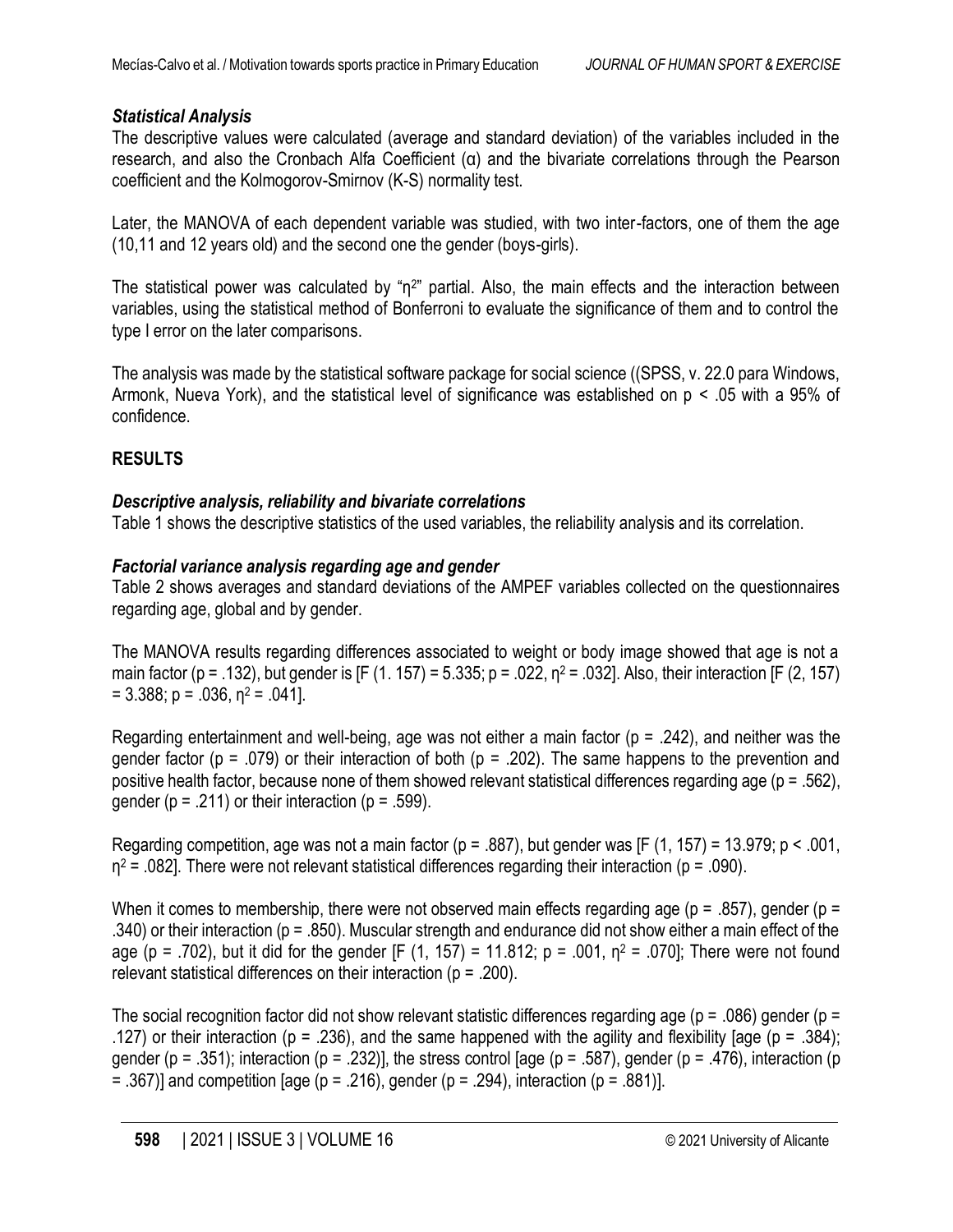### *Statistical Analysis*

The descriptive values were calculated (average and standard deviation) of the variables included in the research, and also the Cronbach Alfa Coefficient (α) and the bivariate correlations through the Pearson coefficient and the Kolmogorov-Smirnov (K-S) normality test.

Later, the MANOVA of each dependent variable was studied, with two inter-factors, one of them the age (10,11 and 12 years old) and the second one the gender (boys-girls).

The statistical power was calculated by "$\eta^2$" partial. Also, the main effects and the interaction between variables, using the statistical method of Bonferroni to evaluate the significance of them and to control the type I error on the later comparisons.

The analysis was made by the statistical software package for social science ((SPSS, v. 22.0 para Windows, Armonk, Nueva York), and the statistical level of significance was established on $p < .05$ with a 95% of confidence.

## RESULTS

### *Descriptive analysis, reliability and bivariate correlations*

Table 1 shows the descriptive statistics of the used variables, the reliability analysis and its correlation.

### *Factorial variance analysis regarding age and gender*

Table 2 shows averages and standard deviations of the AMPEF variables collected on the questionnaires regarding age, global and by gender.

The MANOVA results regarding differences associated to weight or body image showed that age is not a main factor ($p = .132$), but gender is [$F$ (1. 157) = 5.335; $p = .022$, $\eta^2 = .032$]. Also, their interaction [$F$ (2, 157) = 3.388; $p = .036$, $\eta^2 = .041$].

Regarding entertainment and well-being, age was not either a main factor ($p = .242$), and neither was the gender factor ($p = .079$) or their interaction of both ($p = .202$). The same happens to the prevention and positive health factor, because none of them showed relevant statistical differences regarding age ($p = .562$), gender ($p = .211$) or their interaction ($p = .599$).

Regarding competition, age was not a main factor ($p = .887$), but gender was [$F$ (1, 157) = 13.979; $p < .001$, $\eta^2 = .082$]. There were not relevant statistical differences regarding their interaction ($p = .090$).

When it comes to membership, there were not observed main effects regarding age ($p = .857$), gender ($p = .340$) or their interaction ($p = .850$). Muscular strength and endurance did not show either a main effect of the age ($p = .702$), but it did for the gender [$F$ (1, 157) = 11.812; $p = .001$, $\eta^2 = .070$]; There were not found relevant statistical differences on their interaction ($p = .200$).

The social recognition factor did not show relevant statistic differences regarding age ($p = .086$) gender ($p = .127$) or their interaction ($p = .236$), and the same happened with the agility and flexibility [age ($p = .384$); gender ($p = .351$); interaction ($p = .232$)], the stress control [age ($p = .587$), gender ($p = .476$), interaction ($p = .367$)] and competition [age ($p = .216$), gender ($p = .294$), interaction ($p = .881$)].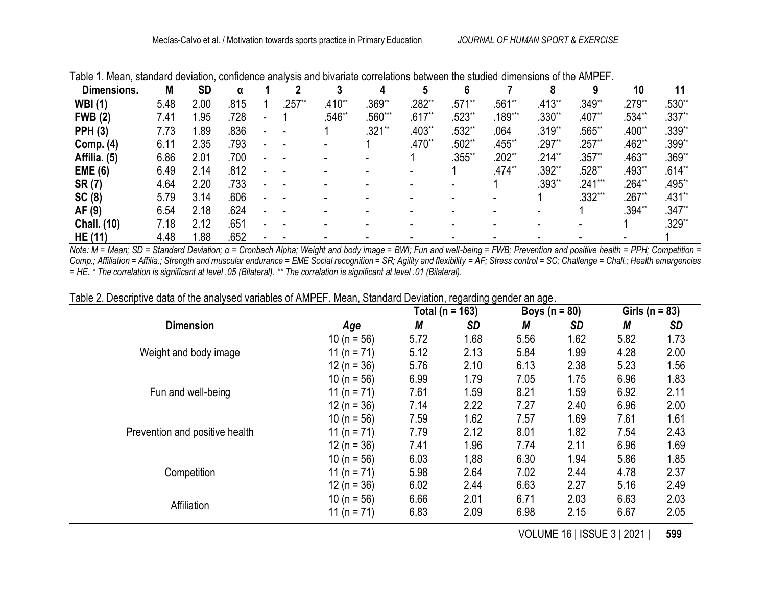Table 1. Mean, standard deviation, confidence analysis and bivariate correlations between the studied dimensions of the AMPEF.

| Dimensions. | M | SD | α | 1 | 2 | 3 | 4 | 5 | 6 | 7 | 8 | 9 | 10 | 11 |
|---|---|---|---|---|---|---|---|---|---|---|---|---|---|---|
| **WBI (1)** | 5.48 | 2.00 | .815 | 1 | .257** | .410** | .369** | .282** | .571** | .561** | .413** | .349** | .279** | .530** |
| **FWB (2)** | 7.41 | 1.95 | .728 | - | 1 | .546** | .560*** | .617** | .523** | .189*** | .330** | .407** | .534** | .337** |
| **PPH (3)** | 7.73 | 1.89 | .836 | - | - | 1 | .321** | .403** | .532** | .064 | .319** | .565** | .400** | .339** |
| **Comp. (4)** | 6.11 | 2.35 | .793 | - | - | - | 1 | .470** | .502** | .455** | .297** | .257** | .462** | .399** |
| **Affilia. (5)** | 6.86 | 2.01 | .700 | - | - | - | - | 1 | .355** | .202** | .214** | .357** | .463** | .369** |
| **EME (6)** | 6.49 | 2.14 | .812 | - | - | - | - | - | 1 | .474** | .392** | .528** | .493** | .614** |
| **SR (7)** | 4.64 | 2.20 | .733 | - | - | - | - | - | - | 1 | .393** | .241*** | .264** | .495** |
| **SC (8)** | 5.79 | 3.14 | .606 | - | - | - | - | - | - | - | 1 | .332*** | .267** | .431** |
| **AF (9)** | 6.54 | 2.18 | .624 | - | - | - | - | - | - | - | - | 1 | .394** | .347** |
| **Chall. (10)** | 7.18 | 2.12 | .651 | - | - | - | - | - | - | - | - | - | 1 | .329** |
| **HE (11)** | 4.48 | 1.88 | .652 | - | - | - | - | - | - | - | - | - | - | 1 |

*Note: M = Mean; SD = Standard Deviation; α = Cronbach Alpha; Weight and body image = BWI; Fun and well-being = FWB; Prevention and positive health = PPH; Competition = Comp.; Affiliation = Affilia.; Strength and muscular endurance = EME Social recognition = SR; Agility and flexibility = AF; Stress control = SC; Challenge = Chall.; Health emergencies = HE. * The correlation is significant at level .05 (Bilateral). ** The correlation is significant at level .01 (Bilateral).*

Table 2. Descriptive data of the analysed variables of AMPEF. Mean, Standard Deviation, regarding gender an age.

| | | **Total (n = 163)** | | **Boys (n = 80)** | | **Girls (n = 83)** | |
|---|---|---|---|---|---|---|---|
| **Dimension** | ***Age*** | ***M*** | ***SD*** | ***M*** | ***SD*** | ***M*** | ***SD*** |
| Weight and body image | 10 (n = 56) | 5.72 | 1.68 | 5.56 | 1.62 | 5.82 | 1.73 |
| | 11 (n = 71) | 5.12 | 2.13 | 5.84 | 1.99 | 4.28 | 2.00 |
| | 12 (n = 36) | 5.76 | 2.10 | 6.13 | 2.38 | 5.23 | 1.56 |
| Fun and well-being | 10 (n = 56) | 6.99 | 1.79 | 7.05 | 1.75 | 6.96 | 1.83 |
| | 11 (n = 71) | 7.61 | 1.59 | 8.21 | 1.59 | 6.92 | 2.11 |
| | 12 (n = 36) | 7.14 | 2.22 | 7.27 | 2.40 | 6.96 | 2.00 |
| Prevention and positive health | 10 (n = 56) | 7.59 | 1.62 | 7.57 | 1.69 | 7.61 | 1.61 |
| | 11 (n = 71) | 7.79 | 2.12 | 8.01 | 1.82 | 7.54 | 2.43 |
| | 12 (n = 36) | 7.41 | 1.96 | 7.74 | 2.11 | 6.96 | 1.69 |
| Competition | 10 (n = 56) | 6.03 | 1,88 | 6.30 | 1.94 | 5.86 | 1.85 |
| | 11 (n = 71) | 5.98 | 2.64 | 7.02 | 2.44 | 4.78 | 2.37 |
| | 12 (n = 36) | 6.02 | 2.44 | 6.63 | 2.27 | 5.16 | 2.49 |
| Affiliation | 10 (n = 56) | 6.66 | 2.01 | 6.71 | 2.03 | 6.63 | 2.03 |
| | 11 (n = 71) | 6.83 | 2.09 | 6.98 | 2.15 | 6.67 | 2.05 |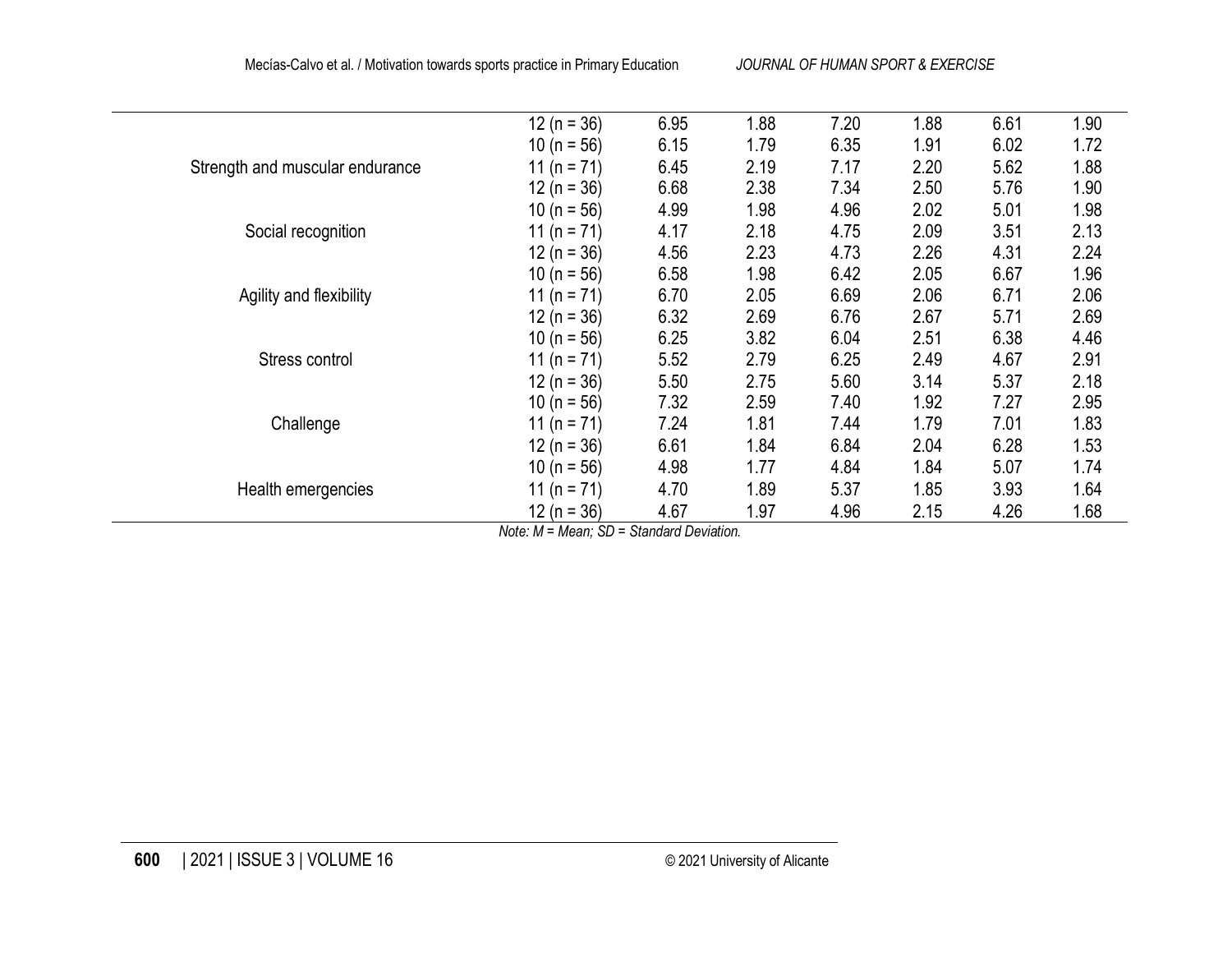| | 12 (n = 36) | 6.95 | 1.88 | 7.20 | 1.88 | 6.61 | 1.90 |
|---|---|---|---|---|---|---|---|
| | 10 (n = 56) | 6.15 | 1.79 | 6.35 | 1.91 | 6.02 | 1.72 |
| Strength and muscular endurance | 11 (n = 71) | 6.45 | 2.19 | 7.17 | 2.20 | 5.62 | 1.88 |
| | 12 (n = 36) | 6.68 | 2.38 | 7.34 | 2.50 | 5.76 | 1.90 |
| | 10 (n = 56) | 4.99 | 1.98 | 4.96 | 2.02 | 5.01 | 1.98 |
| Social recognition | 11 (n = 71) | 4.17 | 2.18 | 4.75 | 2.09 | 3.51 | 2.13 |
| | 12 (n = 36) | 4.56 | 2.23 | 4.73 | 2.26 | 4.31 | 2.24 |
| | 10 (n = 56) | 6.58 | 1.98 | 6.42 | 2.05 | 6.67 | 1.96 |
| Agility and flexibility | 11 (n = 71) | 6.70 | 2.05 | 6.69 | 2.06 | 6.71 | 2.06 |
| | 12 (n = 36) | 6.32 | 2.69 | 6.76 | 2.67 | 5.71 | 2.69 |
| | 10 (n = 56) | 6.25 | 3.82 | 6.04 | 2.51 | 6.38 | 4.46 |
| Stress control | 11 (n = 71) | 5.52 | 2.79 | 6.25 | 2.49 | 4.67 | 2.91 |
| | 12 (n = 36) | 5.50 | 2.75 | 5.60 | 3.14 | 5.37 | 2.18 |
| | 10 (n = 56) | 7.32 | 2.59 | 7.40 | 1.92 | 7.27 | 2.95 |
| Challenge | 11 (n = 71) | 7.24 | 1.81 | 7.44 | 1.79 | 7.01 | 1.83 |
| | 12 (n = 36) | 6.61 | 1.84 | 6.84 | 2.04 | 6.28 | 1.53 |
| | 10 (n = 56) | 4.98 | 1.77 | 4.84 | 1.84 | 5.07 | 1.74 |
| Health emergencies | 11 (n = 71) | 4.70 | 1.89 | 5.37 | 1.85 | 3.93 | 1.64 |
| | 12 (n = 36) | 4.67 | 1.97 | 4.96 | 2.15 | 4.26 | 1.68 |

*Note: M = Mean; SD = Standard Deviation.*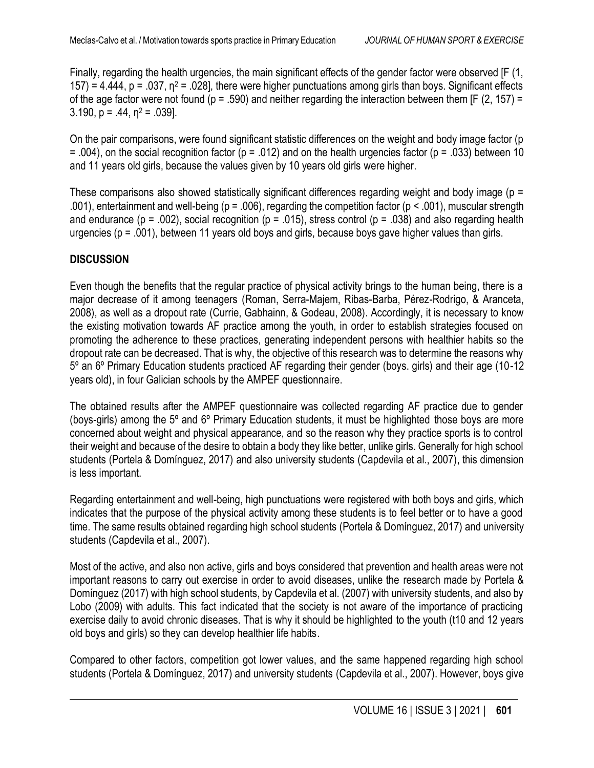Finally, regarding the health urgencies, the main significant effects of the gender factor were observed [$F(1, 157) = 4.444$, $p = .037$, $\eta^2 = .028$], there were higher punctuations among girls than boys. Significant effects of the age factor were not found ($p = .590$) and neither regarding the interaction between them [$F(2, 157) = 3.190$, $p = .44$, $\eta^2 = .039$].

On the pair comparisons, were found significant statistic differences on the weight and body image factor ($p = .004$), on the social recognition factor ($p = .012$) and on the health urgencies factor ($p = .033$) between 10 and 11 years old girls, because the values given by 10 years old girls were higher.

These comparisons also showed statistically significant differences regarding weight and body image ($p = .001$), entertainment and well-being ($p = .006$), regarding the competition factor ($p < .001$), muscular strength and endurance ($p = .002$), social recognition ($p = .015$), stress control ($p = .038$) and also regarding health urgencies ($p = .001$), between 11 years old boys and girls, because boys gave higher values than girls.

## DISCUSSION

Even though the benefits that the regular practice of physical activity brings to the human being, there is a major decrease of it among teenagers (Roman, Serra-Majem, Ribas-Barba, Pérez-Rodrigo, & Aranceta, 2008), as well as a dropout rate (Currie, Gabhainn, & Godeau, 2008). Accordingly, it is necessary to know the existing motivation towards AF practice among the youth, in order to establish strategies focused on promoting the adherence to these practices, generating independent persons with healthier habits so the dropout rate can be decreased. That is why, the objective of this research was to determine the reasons why 5º an 6º Primary Education students practiced AF regarding their gender (boys. girls) and their age (10-12 years old), in four Galician schools by the AMPEF questionnaire.

The obtained results after the AMPEF questionnaire was collected regarding AF practice due to gender (boys-girls) among the 5º and 6º Primary Education students, it must be highlighted those boys are more concerned about weight and physical appearance, and so the reason why they practice sports is to control their weight and because of the desire to obtain a body they like better, unlike girls. Generally for high school students (Portela & Domínguez, 2017) and also university students (Capdevila et al., 2007), this dimension is less important.

Regarding entertainment and well-being, high punctuations were registered with both boys and girls, which indicates that the purpose of the physical activity among these students is to feel better or to have a good time. The same results obtained regarding high school students (Portela & Domínguez, 2017) and university students (Capdevila et al., 2007).

Most of the active, and also non active, girls and boys considered that prevention and health areas were not important reasons to carry out exercise in order to avoid diseases, unlike the research made by Portela & Domínguez (2017) with high school students, by Capdevila et al. (2007) with university students, and also by Lobo (2009) with adults. This fact indicated that the society is not aware of the importance of practicing exercise daily to avoid chronic diseases. That is why it should be highlighted to the youth (t10 and 12 years old boys and girls) so they can develop healthier life habits.

Compared to other factors, competition got lower values, and the same happened regarding high school students (Portela & Domínguez, 2017) and university students (Capdevila et al., 2007). However, boys give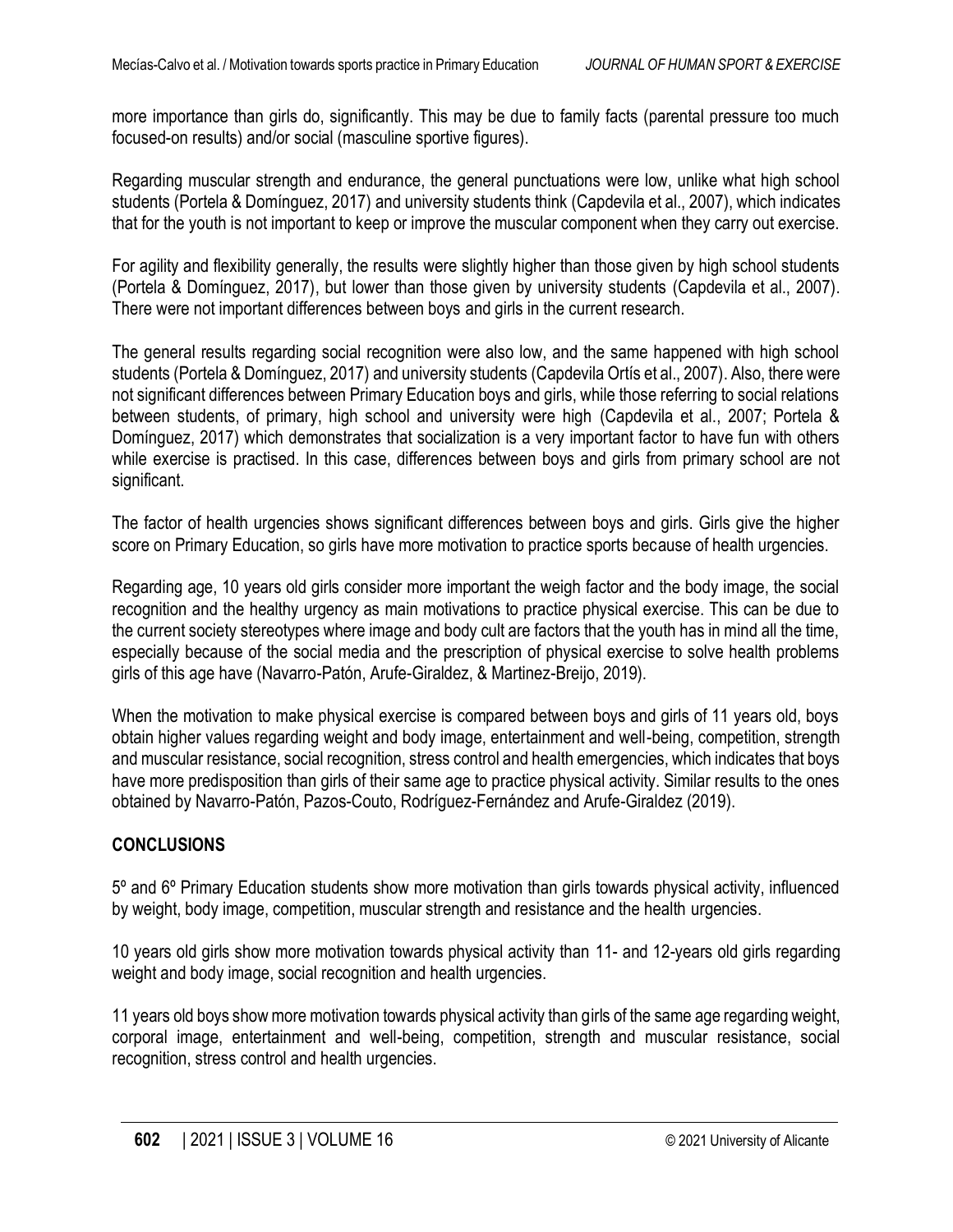more importance than girls do, significantly. This may be due to family facts (parental pressure too much focused-on results) and/or social (masculine sportive figures).

Regarding muscular strength and endurance, the general punctuations were low, unlike what high school students (Portela & Domínguez, 2017) and university students think (Capdevila et al., 2007), which indicates that for the youth is not important to keep or improve the muscular component when they carry out exercise.

For agility and flexibility generally, the results were slightly higher than those given by high school students (Portela & Domínguez, 2017), but lower than those given by university students (Capdevila et al., 2007). There were not important differences between boys and girls in the current research.

The general results regarding social recognition were also low, and the same happened with high school students (Portela & Domínguez, 2017) and university students (Capdevila Ortís et al., 2007). Also, there were not significant differences between Primary Education boys and girls, while those referring to social relations between students, of primary, high school and university were high (Capdevila et al., 2007; Portela & Domínguez, 2017) which demonstrates that socialization is a very important factor to have fun with others while exercise is practised. In this case, differences between boys and girls from primary school are not significant.

The factor of health urgencies shows significant differences between boys and girls. Girls give the higher score on Primary Education, so girls have more motivation to practice sports because of health urgencies.

Regarding age, 10 years old girls consider more important the weigh factor and the body image, the social recognition and the healthy urgency as main motivations to practice physical exercise. This can be due to the current society stereotypes where image and body cult are factors that the youth has in mind all the time, especially because of the social media and the prescription of physical exercise to solve health problems girls of this age have (Navarro-Patón, Arufe-Giraldez, & Martinez-Breijo, 2019).

When the motivation to make physical exercise is compared between boys and girls of 11 years old, boys obtain higher values regarding weight and body image, entertainment and well-being, competition, strength and muscular resistance, social recognition, stress control and health emergencies, which indicates that boys have more predisposition than girls of their same age to practice physical activity. Similar results to the ones obtained by Navarro-Patón, Pazos-Couto, Rodríguez-Fernández and Arufe-Giraldez (2019).

## CONCLUSIONS

5º and 6º Primary Education students show more motivation than girls towards physical activity, influenced by weight, body image, competition, muscular strength and resistance and the health urgencies.

10 years old girls show more motivation towards physical activity than 11- and 12-years old girls regarding weight and body image, social recognition and health urgencies.

11 years old boys show more motivation towards physical activity than girls of the same age regarding weight, corporal image, entertainment and well-being, competition, strength and muscular resistance, social recognition, stress control and health urgencies.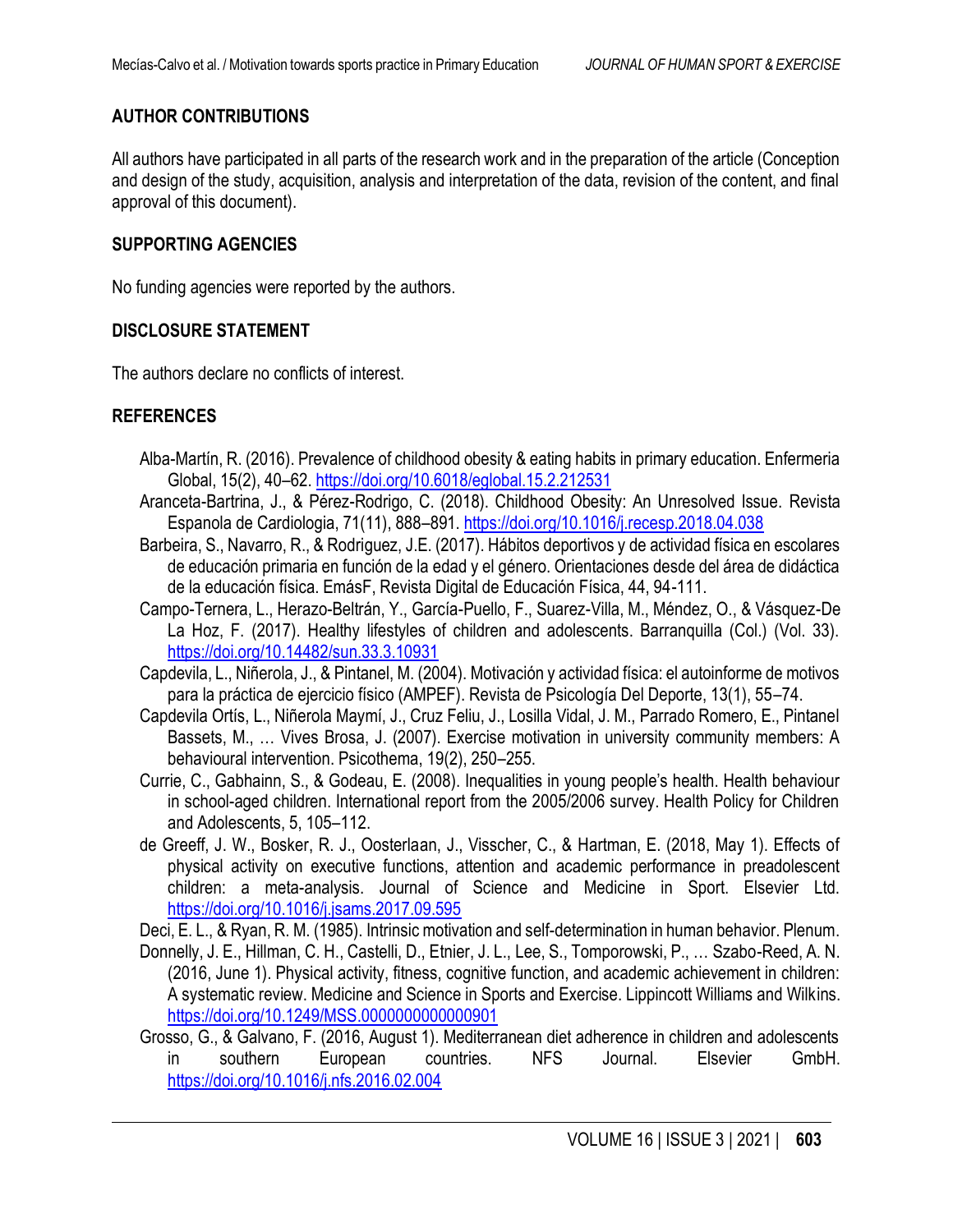## AUTHOR CONTRIBUTIONS

All authors have participated in all parts of the research work and in the preparation of the article (Conception and design of the study, acquisition, analysis and interpretation of the data, revision of the content, and final approval of this document).

## SUPPORTING AGENCIES

No funding agencies were reported by the authors.

## DISCLOSURE STATEMENT

The authors declare no conflicts of interest.

## REFERENCES

Alba-Martín, R. (2016). Prevalence of childhood obesity & eating habits in primary education. Enfermeria Global, 15(2), 40–62. https://doi.org/10.6018/eglobal.15.2.212531

Aranceta-Bartrina, J., & Pérez-Rodrigo, C. (2018). Childhood Obesity: An Unresolved Issue. Revista Espanola de Cardiologia, 71(11), 888–891. https://doi.org/10.1016/j.recesp.2018.04.038

Barbeira, S., Navarro, R., & Rodriguez, J.E. (2017). Hábitos deportivos y de actividad física en escolares de educación primaria en función de la edad y el género. Orientaciones desde del área de didáctica de la educación física. EmásF, Revista Digital de Educación Física, 44, 94-111.

Campo-Ternera, L., Herazo-Beltrán, Y., García-Puello, F., Suarez-Villa, M., Méndez, O., & Vásquez-De La Hoz, F. (2017). Healthy lifestyles of children and adolescents. Barranquilla (Col.) (Vol. 33). https://doi.org/10.14482/sun.33.3.10931

Capdevila, L., Niñerola, J., & Pintanel, M. (2004). Motivación y actividad física: el autoinforme de motivos para la práctica de ejercicio físico (AMPEF). Revista de Psicología Del Deporte, 13(1), 55–74.

Capdevila Ortís, L., Niñerola Maymí, J., Cruz Feliu, J., Losilla Vidal, J. M., Parrado Romero, E., Pintanel Bassets, M., … Vives Brosa, J. (2007). Exercise motivation in university community members: A behavioural intervention. Psicothema, 19(2), 250–255.

Currie, C., Gabhainn, S., & Godeau, E. (2008). Inequalities in young people's health. Health behaviour in school-aged children. International report from the 2005/2006 survey. Health Policy for Children and Adolescents, 5, 105–112.

de Greeff, J. W., Bosker, R. J., Oosterlaan, J., Visscher, C., & Hartman, E. (2018, May 1). Effects of physical activity on executive functions, attention and academic performance in preadolescent children: a meta-analysis. Journal of Science and Medicine in Sport. Elsevier Ltd. https://doi.org/10.1016/j.jsams.2017.09.595

Deci, E. L., & Ryan, R. M. (1985). Intrinsic motivation and self-determination in human behavior. Plenum.

Donnelly, J. E., Hillman, C. H., Castelli, D., Etnier, J. L., Lee, S., Tomporowski, P., … Szabo-Reed, A. N. (2016, June 1). Physical activity, fitness, cognitive function, and academic achievement in children: A systematic review. Medicine and Science in Sports and Exercise. Lippincott Williams and Wilkins. https://doi.org/10.1249/MSS.0000000000000901

Grosso, G., & Galvano, F. (2016, August 1). Mediterranean diet adherence in children and adolescents in southern European countries. NFS Journal. Elsevier GmbH. https://doi.org/10.1016/j.nfs.2016.02.004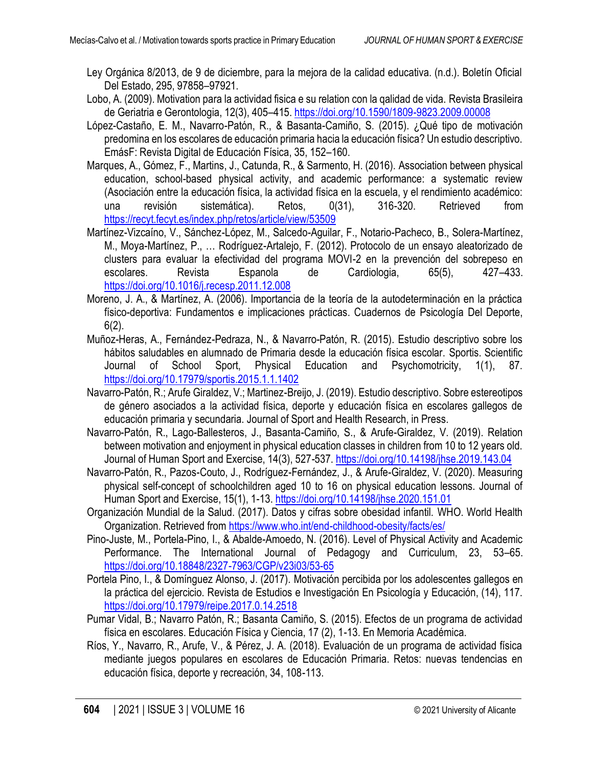Ley Orgánica 8/2013, de 9 de diciembre, para la mejora de la calidad educativa. (n.d.). Boletín Oficial Del Estado, 295, 97858–97921.

Lobo, A. (2009). Motivation para la actividad fisica e su relation con la qalidad de vida. Revista Brasileira de Geriatria e Gerontologia, 12(3), 405–415. https://doi.org/10.1590/1809-9823.2009.00008

López-Castaño, E. M., Navarro-Patón, R., & Basanta-Camiño, S. (2015). ¿Qué tipo de motivación predomina en los escolares de educación primaria hacia la educación física? Un estudio descriptivo. EmásF: Revista Digital de Educación Física, 35, 152–160.

Marques, A., Gómez, F., Martins, J., Catunda, R., & Sarmento, H. (2016). Association between physical education, school-based physical activity, and academic performance: a systematic review (Asociación entre la educación física, la actividad física en la escuela, y el rendimiento académico: una revisión sistemática). Retos, 0(31), 316-320. Retrieved from https://recyt.fecyt.es/index.php/retos/article/view/53509

Martínez-Vizcaíno, V., Sánchez-López, M., Salcedo-Aguilar, F., Notario-Pacheco, B., Solera-Martínez, M., Moya-Martínez, P., … Rodríguez-Artalejo, F. (2012). Protocolo de un ensayo aleatorizado de clusters para evaluar la efectividad del programa MOVI-2 en la prevención del sobrepeso en escolares. Revista Espanola de Cardiologia, 65(5), 427–433. https://doi.org/10.1016/j.recesp.2011.12.008

Moreno, J. A., & Martínez, A. (2006). Importancia de la teoría de la autodeterminación en la práctica físico-deportiva: Fundamentos e implicaciones prácticas. Cuadernos de Psicología Del Deporte, 6(2).

Muñoz-Heras, A., Fernández-Pedraza, N., & Navarro-Patón, R. (2015). Estudio descriptivo sobre los hábitos saludables en alumnado de Primaria desde la educación física escolar. Sportis. Scientific Journal of School Sport, Physical Education and Psychomotricity, 1(1), 87. https://doi.org/10.17979/sportis.2015.1.1.1402

Navarro-Patón, R.; Arufe Giraldez, V.; Martinez-Breijo, J. (2019). Estudio descriptivo. Sobre estereotipos de género asociados a la actividad física, deporte y educación física en escolares gallegos de educación primaria y secundaria. Journal of Sport and Health Research, in Press.

Navarro-Patón, R., Lago-Ballesteros, J., Basanta-Camiño, S., & Arufe-Giraldez, V. (2019). Relation between motivation and enjoyment in physical education classes in children from 10 to 12 years old. Journal of Human Sport and Exercise, 14(3), 527-537. https://doi.org/10.14198/jhse.2019.143.04

Navarro-Patón, R., Pazos-Couto, J., Rodríguez-Fernández, J., & Arufe-Giraldez, V. (2020). Measuring physical self-concept of schoolchildren aged 10 to 16 on physical education lessons. Journal of Human Sport and Exercise, 15(1), 1-13. https://doi.org/10.14198/jhse.2020.151.01

Organización Mundial de la Salud. (2017). Datos y cifras sobre obesidad infantil. WHO. World Health Organization. Retrieved from https://www.who.int/end-childhood-obesity/facts/es/

Pino-Juste, M., Portela-Pino, I., & Abalde-Amoedo, N. (2016). Level of Physical Activity and Academic Performance. The International Journal of Pedagogy and Curriculum, 23, 53–65. https://doi.org/10.18848/2327-7963/CGP/v23i03/53-65

Portela Pino, I., & Domínguez Alonso, J. (2017). Motivación percibida por los adolescentes gallegos en la práctica del ejercicio. Revista de Estudios e Investigación En Psicología y Educación, (14), 117. https://doi.org/10.17979/reipe.2017.0.14.2518

Pumar Vidal, B.; Navarro Patón, R.; Basanta Camiño, S. (2015). Efectos de un programa de actividad física en escolares. Educación Física y Ciencia, 17 (2), 1-13. En Memoria Académica.

Ríos, Y., Navarro, R., Arufe, V., & Pérez, J. A. (2018). Evaluación de un programa de actividad física mediante juegos populares en escolares de Educación Primaria. Retos: nuevas tendencias en educación física, deporte y recreación, 34, 108-113.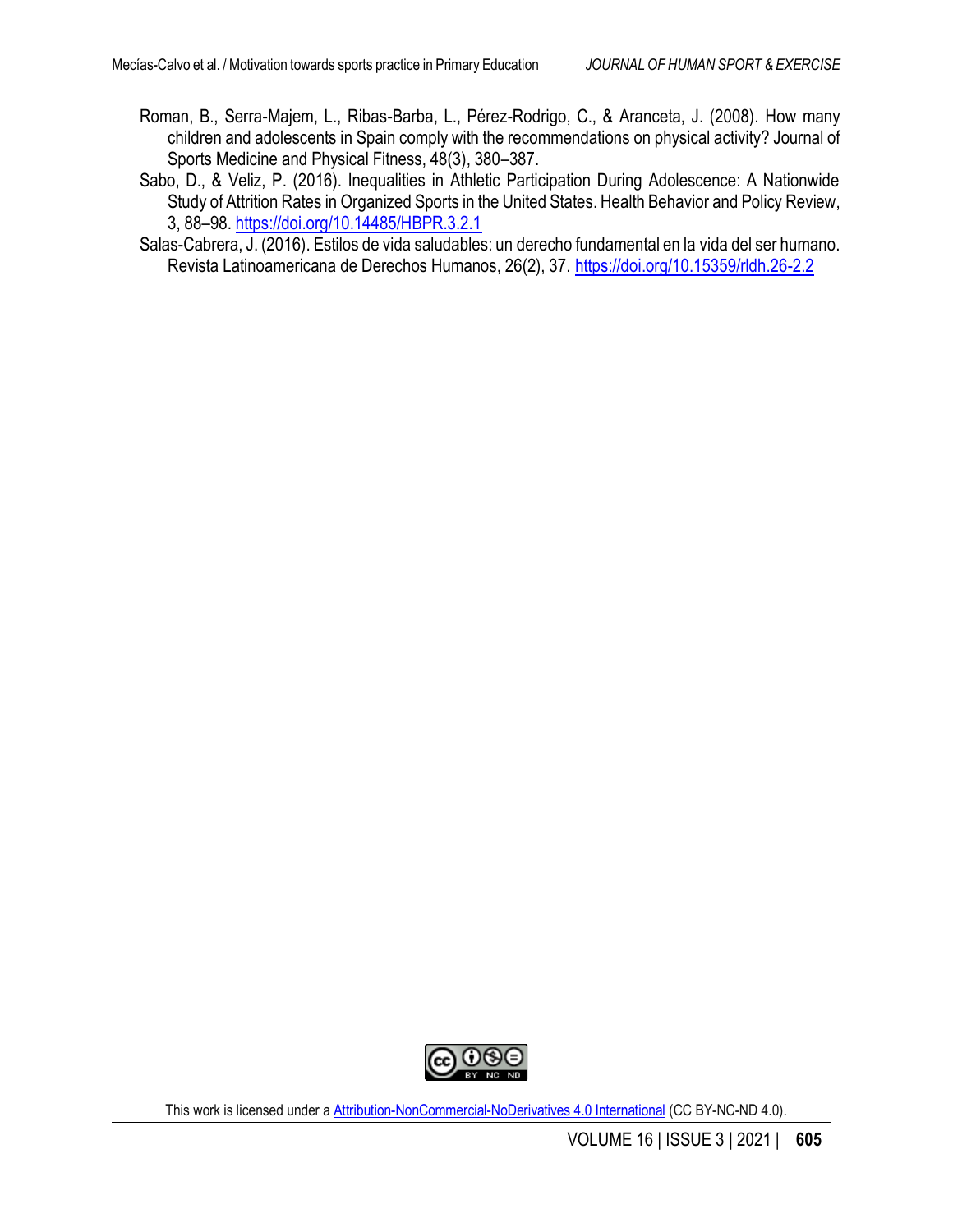Roman, B., Serra-Majem, L., Ribas-Barba, L., Pérez-Rodrigo, C., & Aranceta, J. (2008). How many children and adolescents in Spain comply with the recommendations on physical activity? Journal of Sports Medicine and Physical Fitness, 48(3), 380–387.

Sabo, D., & Veliz, P. (2016). Inequalities in Athletic Participation During Adolescence: A Nationwide Study of Attrition Rates in Organized Sports in the United States. Health Behavior and Policy Review, 3, 88–98. https://doi.org/10.14485/HBPR.3.2.1

Salas-Cabrera, J. (2016). Estilos de vida saludables: un derecho fundamental en la vida del ser humano. Revista Latinoamericana de Derechos Humanos, 26(2), 37. https://doi.org/10.15359/rldh.26-2.2

This work is licensed under a Attribution-NonCommercial-NoDerivatives 4.0 International (CC BY-NC-ND 4.0).